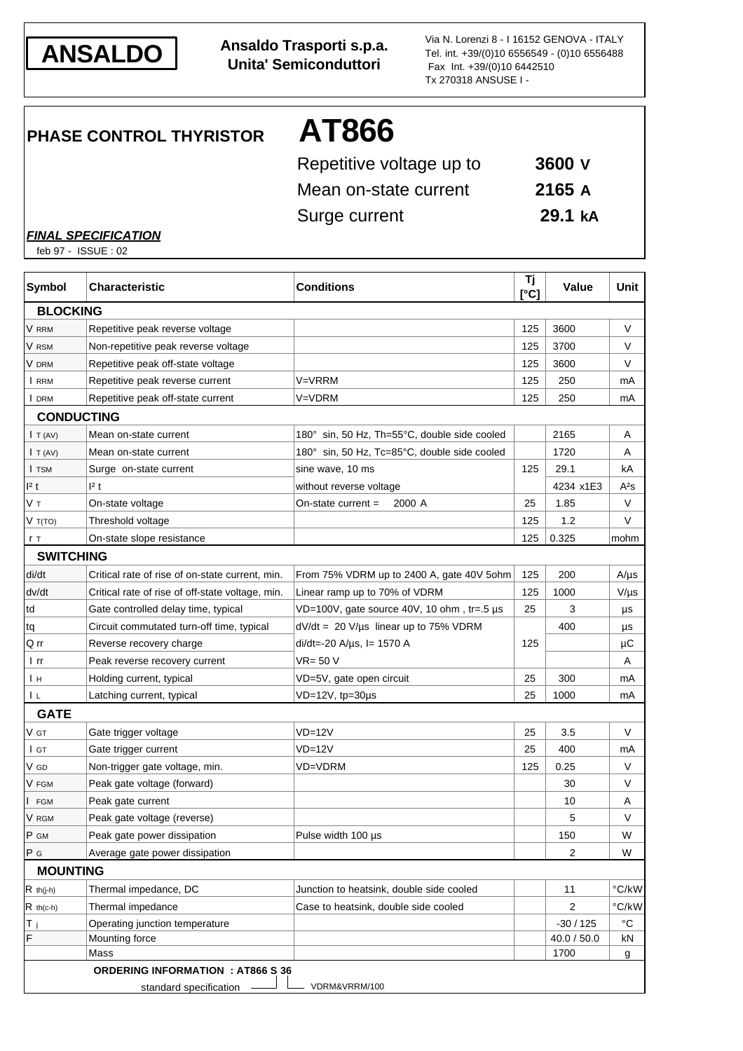**ANSALDO**

**Ansaldo Trasporti s.p.a.**
**Unita' Semiconduttori**

Via N. Lorenzi 8 - I 16152 GENOVA - ITALY
Tel. int. +39/(0)10 6556549 - (0)10 6556488
Fax Int. +39/(0)10 6442510
Tx 270318 ANSUSE I -

# PHASE CONTROL THYRISTOR AT866

| | |
|---|---|
| Repetitive voltage up to | **3600 V** |
| Mean on-state current | **2165 A** |
| Surge current | **29.1 kA** |

***FINAL SPECIFICATION***

feb 97 - ISSUE : 02

| Symbol | Characteristic | Conditions | Tj [°C] | Value | Unit |
|---|---|---|---|---|---|
| **BLOCKING** | | | | | |
| $V_{RRM}$ | Repetitive peak reverse voltage | | 125 | 3600 | V |
| $V_{RSM}$ | Non-repetitive peak reverse voltage | | 125 | 3700 | V |
| $V_{DRM}$ | Repetitive peak off-state voltage | | 125 | 3600 | V |
| $I_{RRM}$ | Repetitive peak reverse current | V=VRRM | 125 | 250 | mA |
| $I_{DRM}$ | Repetitive peak off-state current | V=VDRM | 125 | 250 | mA |
| **CONDUCTING** | | | | | |
| $I_{T(AV)}$ | Mean on-state current | 180° sin, 50 Hz, Th=55°C, double side cooled | | 2165 | A |
| $I_{T(AV)}$ | Mean on-state current | 180° sin, 50 Hz, Tc=85°C, double side cooled | | 1720 | A |
| $I_{TSM}$ | Surge on-state current | sine wave, 10 ms | 125 | 29.1 | kA |
| $I^2t$ | $I^2t$ | without reverse voltage | | 4234 x1E3 | $A^2s$ |
| $V_T$ | On-state voltage | On-state current = 2000 A | 25 | 1.85 | V |
| $V_{T(TO)}$ | Threshold voltage | | 125 | 1.2 | V |
| $r_T$ | On-state slope resistance | | 125 | 0.325 | mohm |
| **SWITCHING** | | | | | |
| di/dt | Critical rate of rise of on-state current, min. | From 75% VDRM up to 2400 A, gate 40V 5ohm | 125 | 200 | A/µs |
| dv/dt | Critical rate of rise of off-state voltage, min. | Linear ramp up to 70% of VDRM | 125 | 1000 | V/µs |
| td | Gate controlled delay time, typical | VD=100V, gate source 40V, 10 ohm , tr=.5 µs | 25 | 3 | µs |
| tq | Circuit commutated turn-off time, typical | dV/dt = 20 V/µs linear up to 75% VDRM | | 400 | µs |
| Q rr | Reverse recovery charge | di/dt=-20 A/µs, I= 1570 A | 125 | | µC |
| I rr | Peak reverse recovery current | VR= 50 V | | | A |
| $I_H$ | Holding current, typical | VD=5V, gate open circuit | 25 | 300 | mA |
| $I_L$ | Latching current, typical | VD=12V, tp=30µs | 25 | 1000 | mA |
| **GATE** | | | | | |
| $V_{GT}$ | Gate trigger voltage | VD=12V | 25 | 3.5 | V |
| $I_{GT}$ | Gate trigger current | VD=12V | 25 | 400 | mA |
| $V_{GD}$ | Non-trigger gate voltage, min. | VD=VDRM | 125 | 0.25 | V |
| $V_{FGM}$ | Peak gate voltage (forward) | | | 30 | V |
| $I_{FGM}$ | Peak gate current | | | 10 | A |
| $V_{RGM}$ | Peak gate voltage (reverse) | | | 5 | V |
| $P_{GM}$ | Peak gate power dissipation | Pulse width 100 µs | | 150 | W |
| $P_G$ | Average gate power dissipation | | | 2 | W |
| **MOUNTING** | | | | | |
| $R_{th(j-h)}$ | Thermal impedance, DC | Junction to heatsink, double side cooled | | 11 | °C/kW |
| $R_{th(c-h)}$ | Thermal impedance | Case to heatsink, double side cooled | | 2 | °C/kW |
| $T_j$ | Operating junction temperature | | | -30 / 125 | °C |
| F | Mounting force | | | 40.0 / 50.0 | kN |
| | Mass | | | 1700 | g |

**ORDERING INFORMATION : AT866 S 36**

standard specification — S; VDRM&VRRM/100 — 36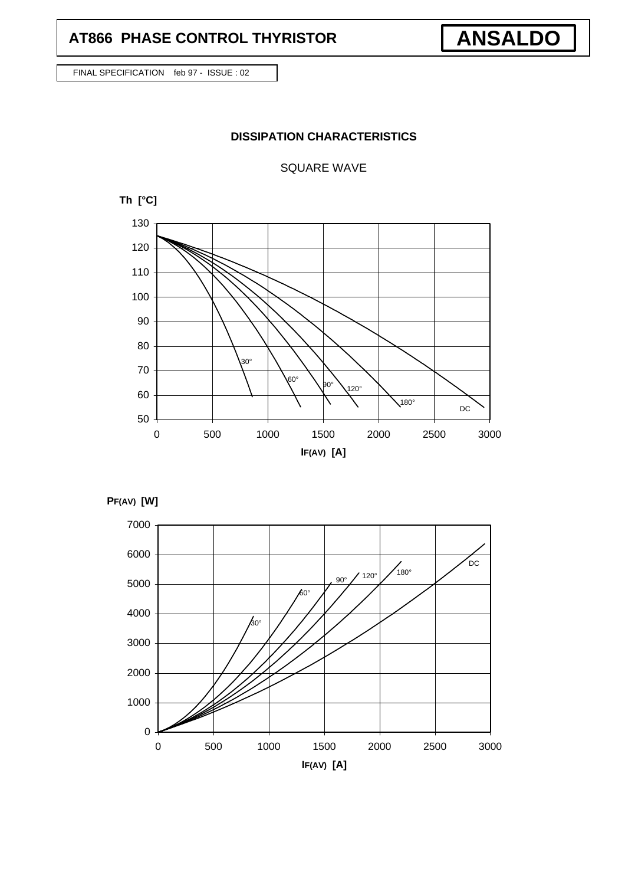## DISSIPATION CHARACTERISTICS

SQUARE WAVE

Th [°C]

130, 120, 110, 100, 90, 80, 70, 60, 50

30°, 60°, 90°, 120°, 180°, DC

0, 500, 1000, 1500, 2000, 2500, 3000

$I_{F(AV)}$ [A]

$P_{F(AV)}$ [W]

7000, 6000, 5000, 4000, 3000, 2000, 1000, 0

30°, 60°, 90°, 120°, 180°, DC

0, 500, 1000, 1500, 2000, 2500, 3000

$I_{F(AV)}$ [A]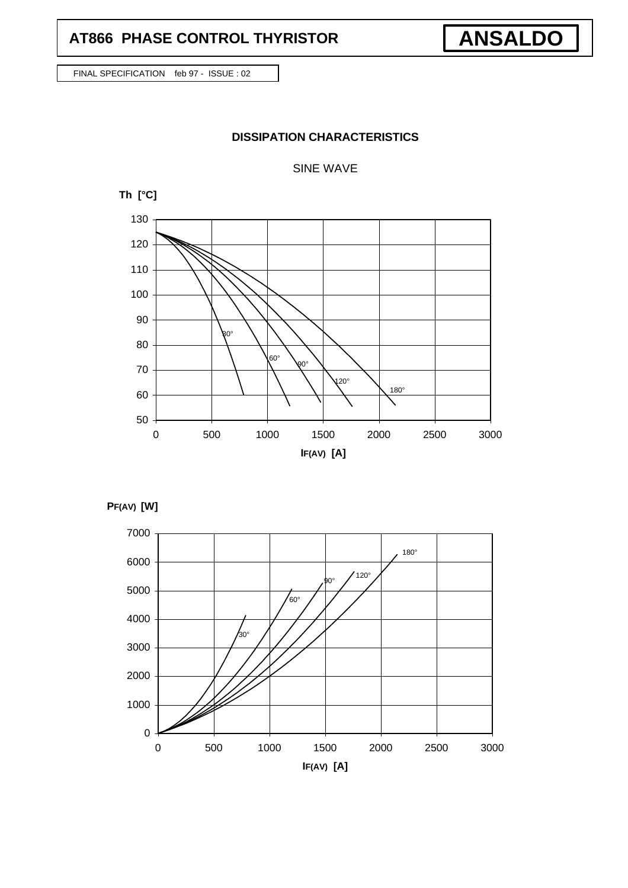# DISSIPATION CHARACTERISTICS

SINE WAVE

Th [°C]

130
120
110
100
90
80
70
60
50

30° 60° 90° 120° 180°

0 500 1000 1500 2000 2500 3000

$I_{F(AV)}$ [A]

$P_{F(AV)}$ [W]

7000
6000
5000
4000
3000
2000
1000
0

30° 60° 90° 120° 180°

0 500 1000 1500 2000 2500 3000

$I_{F(AV)}$ [A]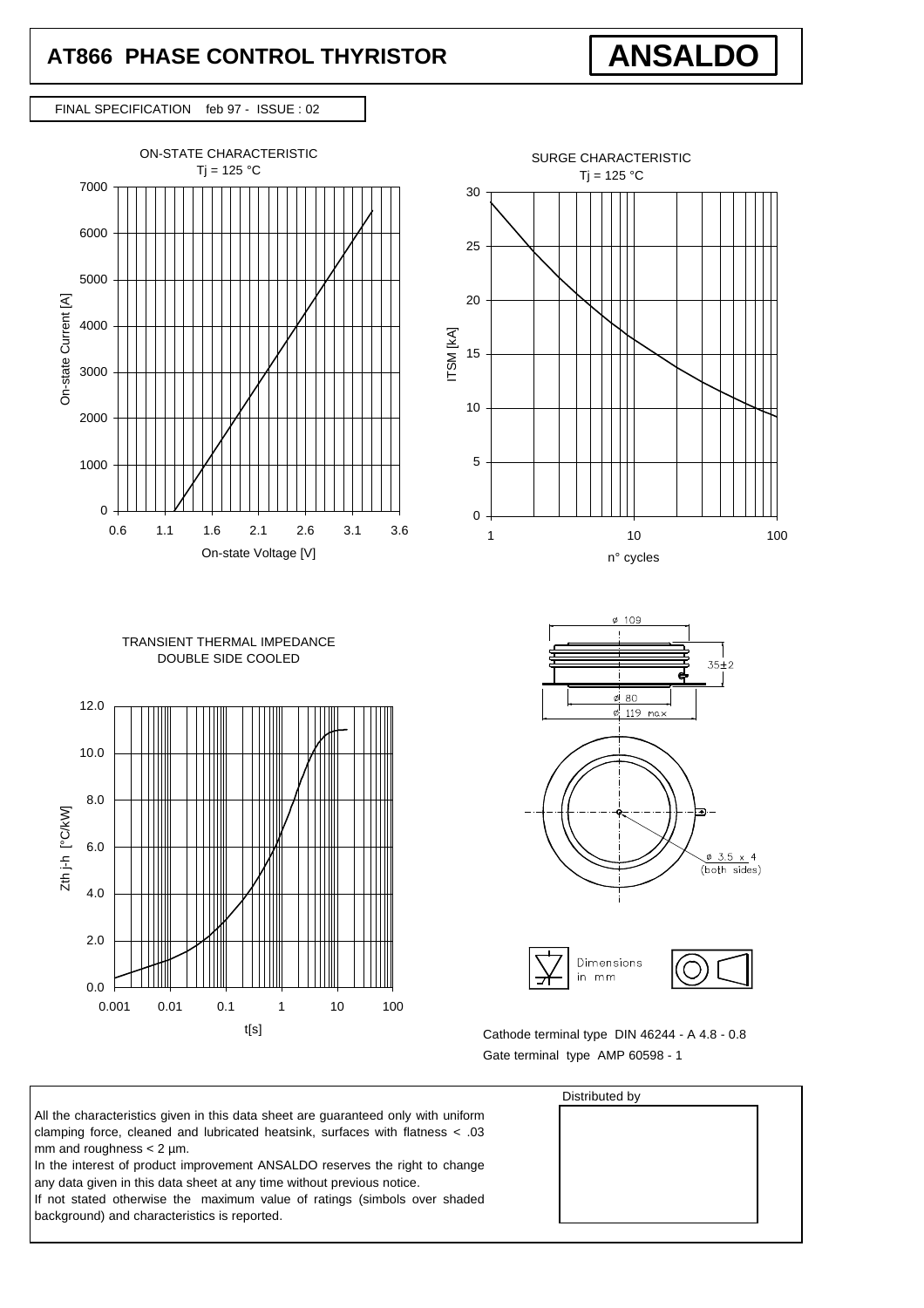# AT866 PHASE CONTROL THYRISTOR

**ANSALDO**

FINAL SPECIFICATION feb 97 - ISSUE : 02

ON-STATE CHARACTERISTIC
Tj = 125 °C

On-state Current [A]
0
1000
2000
3000
4000
5000
6000
7000

On-state Voltage [V]
0.6
1.1
1.6
2.1
2.6
3.1
3.6

SURGE CHARACTERISTIC
Tj = 125 °C

ITSM [kA]
0
5
10
15
20
25
30

n° cycles
1
10
100

TRANSIENT THERMAL IMPEDANCE
DOUBLE SIDE COOLED

Zth j-h [°C/kW]
0.0
2.0
4.0
6.0
8.0
10.0
12.0

t[s]
0.001
0.01
0.1
1
10
100

ø 109
35±2
ø 80
ø 119 max
ø 3.5 x 4
(both sides)

Dimensions in mm

Cathode terminal type DIN 46244 - A 4.8 - 0.8

Gate terminal type AMP 60598 - 1

All the characteristics given in this data sheet are guaranteed only with uniform clamping force, cleaned and lubricated heatsink, surfaces with flatness < .03 mm and roughness < 2 µm.

In the interest of product improvement ANSALDO reserves the right to change any data given in this data sheet at any time without previous notice.

If not stated otherwise the maximum value of ratings (simbols over shaded background) and characteristics is reported.

Distributed by